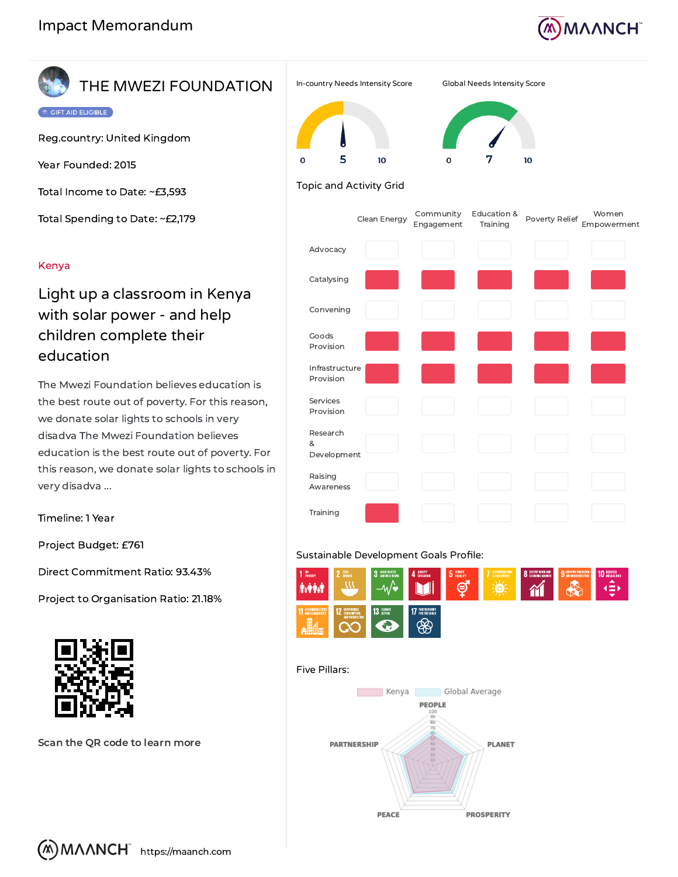# Impact Memorandum

## THE MWEZI FOUNDATION

GIFT AID ELIGIBLE

Reg.country: United Kingdom

Year Founded: 2015

Total Income to Date: ~£3,593

Total Spending to Date: ~£2,179

Kenya

## Light up a classroom in Kenya with solar power - and help children complete their education

The Mwezi Foundation believes education is the best route out of poverty. For this reason, we donate solar lights to schools in very disadva The Mwezi Foundation believes education is the best route out of poverty. For this reason, we donate solar lights to schools in very disadva ...

Timeline: 1 Year

Project Budget: £761

Direct Commitment Ratio: 93.43%

Project to Organisation Ratio: 21.18%

Scan the QR code to learn more

https://maanch.com

In-country Needs Intensity Score: 5 (scale 0–10)

Global Needs Intensity Score: 7 (scale 0–10)

### Topic and Activity Grid

| | Clean Energy | Community Engagement | Education & Training | Poverty Relief | Women Empowerment |
|---|---|---|---|---|---|
| Advocacy | | | | | |
| Catalysing | ■ | ■ | ■ | ■ | ■ |
| Convening | | | | | |
| Goods Provision | ■ | ■ | ■ | ■ | ■ |
| Infrastructure Provision | ■ | ■ | ■ | ■ | ■ |
| Services Provision | | | | | |
| Research & Development | | | | | |
| Raising Awareness | | | | | |
| Training | ■ | | | | |

### Sustainable Development Goals Profile:

1 No Poverty, 2 Zero Hunger, 3 Good Health and Well-Being, 4 Quality Education, 5 Gender Equality, 7 Affordable and Clean Energy, 8 Decent Work and Economic Growth, 9 Industry, Innovation and Infrastructure, 10 Reduced Inequalities, 11 Sustainable Cities and Communities, 12 Responsible Consumption and Production, 13 Climate Action, 17 Partnerships for the Goals

### Five Pillars:

Kenya / Global Average

PEOPLE, PLANET, PROSPERITY, PEACE, PARTNERSHIP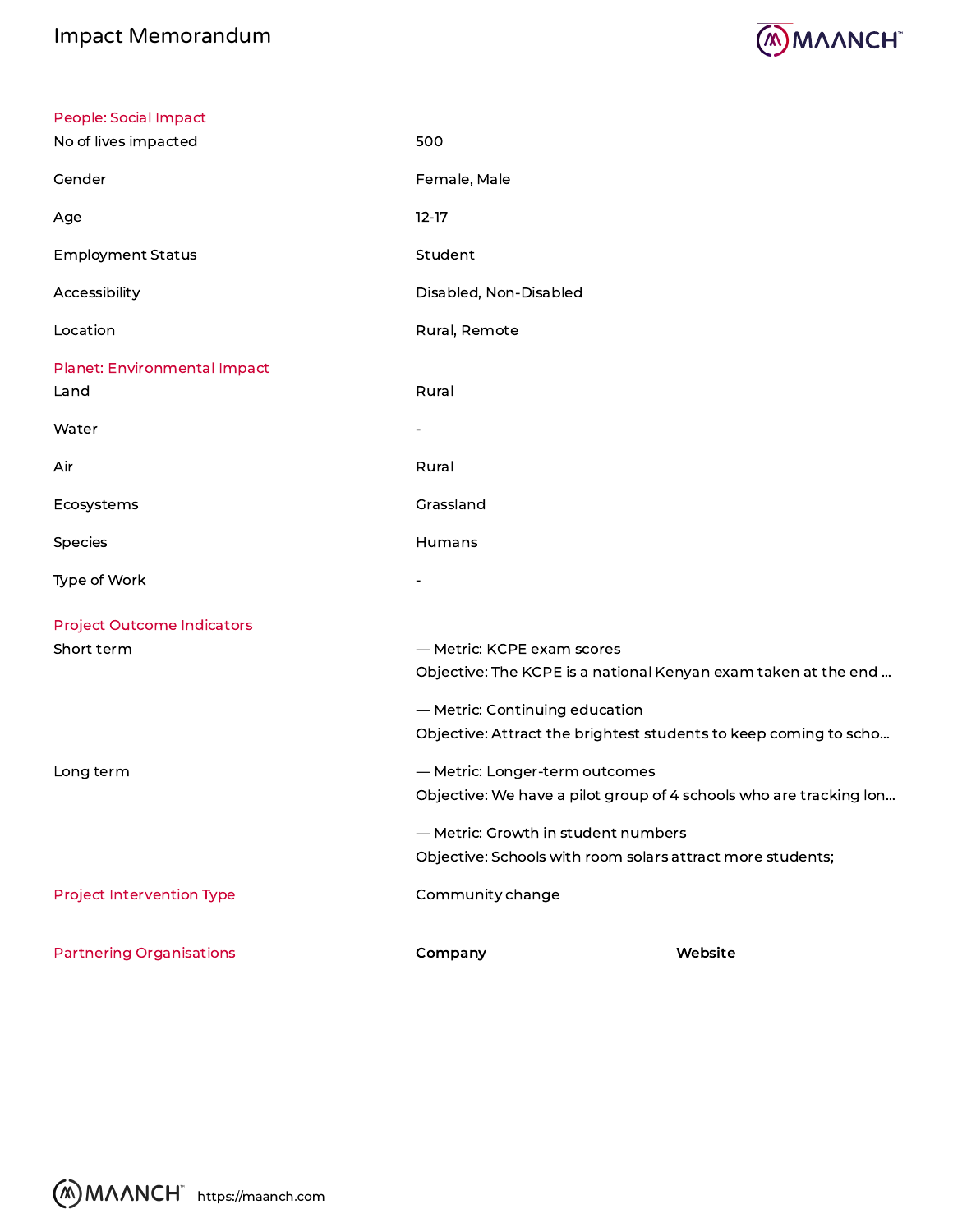## People: Social Impact

| | |
|---|---|
| No of lives impacted | 500 |
| Gender | Female, Male |
| Age | 12-17 |
| Employment Status | Student |
| Accessibility | Disabled, Non-Disabled |
| Location | Rural, Remote |

## Planet: Environmental Impact

| | |
|---|---|
| Land | Rural |
| Water | - |
| Air | Rural |
| Ecosystems | Grassland |
| Species | Humans |
| Type of Work | - |

## Project Outcome Indicators

**Short term**

— Metric: KCPE exam scores
Objective: The KCPE is a national Kenyan exam taken at the end ...

— Metric: Continuing education
Objective: Attract the brightest students to keep coming to scho...

**Long term**

— Metric: Longer-term outcomes
Objective: We have a pilot group of 4 schools who are tracking lon...

— Metric: Growth in student numbers
Objective: Schools with room solars attract more students;

## Project Intervention Type

Community change

## Partnering Organisations

| Company | Website |
|---|---|